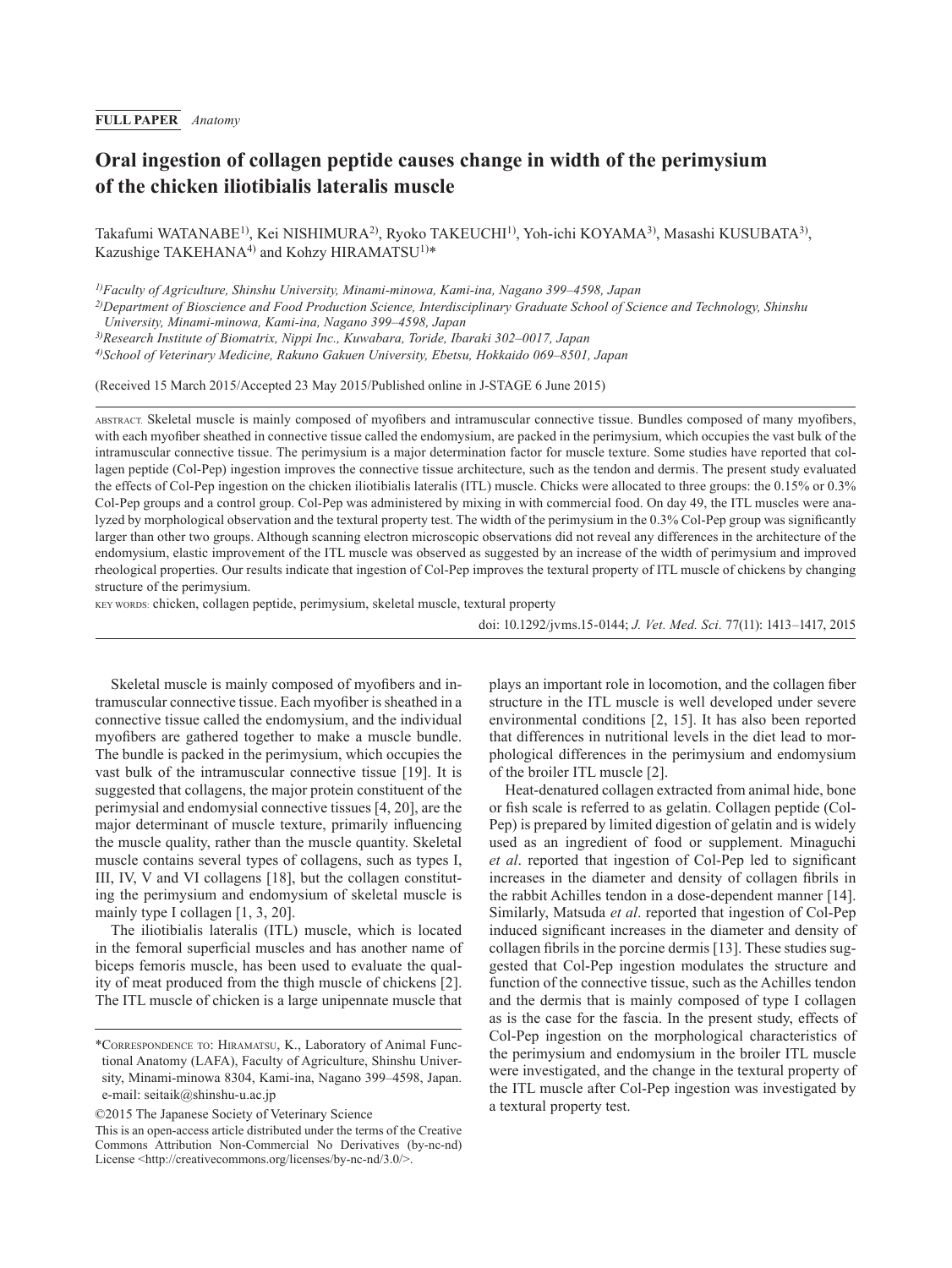**FULL PAPER** *Anatomy*

# Oral ingestion of collagen peptide causes change in width of the perimysium of the chicken iliotibialis lateralis muscle

Takafumi WATANABE[1)], Kei NISHIMURA[2)], Ryoko TAKEUCHI[1)], Yoh-ichi KOYAMA[3)], Masashi KUSUBATA[3)], Kazushige TAKEHANA[4)] and Kohzy HIRAMATSU[1)]*

*[1)]Faculty of Agriculture, Shinshu University, Minami-minowa, Kami-ina, Nagano 399–4598, Japan*
*[2)]Department of Bioscience and Food Production Science, Interdisciplinary Graduate School of Science and Technology, Shinshu University, Minami-minowa, Kami-ina, Nagano 399–4598, Japan*
*[3)]Research Institute of Biomatrix, Nippi Inc., Kuwabara, Toride, Ibaraki 302–0017, Japan*
*[4)]School of Veterinary Medicine, Rakuno Gakuen University, Ebetsu, Hokkaido 069–8501, Japan*

(Received 15 March 2015/Accepted 23 May 2015/Published online in J-STAGE 6 June 2015)

ABSTRACT. Skeletal muscle is mainly composed of myofibers and intramuscular connective tissue. Bundles composed of many myofibers, with each myofiber sheathed in connective tissue called the endomysium, are packed in the perimysium, which occupies the vast bulk of the intramuscular connective tissue. The perimysium is a major determination factor for muscle texture. Some studies have reported that collagen peptide (Col-Pep) ingestion improves the connective tissue architecture, such as the tendon and dermis. The present study evaluated the effects of Col-Pep ingestion on the chicken iliotibialis lateralis (ITL) muscle. Chicks were allocated to three groups: the 0.15% or 0.3% Col-Pep groups and a control group. Col-Pep was administered by mixing in with commercial food. On day 49, the ITL muscles were analyzed by morphological observation and the textural property test. The width of the perimysium in the 0.3% Col-Pep group was significantly larger than other two groups. Although scanning electron microscopic observations did not reveal any differences in the architecture of the endomysium, elastic improvement of the ITL muscle was observed as suggested by an increase of the width of perimysium and improved rheological properties. Our results indicate that ingestion of Col-Pep improves the textural property of ITL muscle of chickens by changing structure of the perimysium.

KEY WORDS: chicken, collagen peptide, perimysium, skeletal muscle, textural property

doi: 10.1292/jvms.15-0144; *J. Vet. Med. Sci.* 77(11): 1413–1417, 2015

Skeletal muscle is mainly composed of myofibers and intramuscular connective tissue. Each myofiber is sheathed in a connective tissue called the endomysium, and the individual myofibers are gathered together to make a muscle bundle. The bundle is packed in the perimysium, which occupies the vast bulk of the intramuscular connective tissue [19]. It is suggested that collagens, the major protein constituent of the perimysial and endomysial connective tissues [4, 20], are the major determinant of muscle texture, primarily influencing the muscle quality, rather than the muscle quantity. Skeletal muscle contains several types of collagens, such as types I, III, IV, V and VI collagens [18], but the collagen constituting the perimysium and endomysium of skeletal muscle is mainly type I collagen [1, 3, 20].

The iliotibialis lateralis (ITL) muscle, which is located in the femoral superficial muscles and has another name of biceps femoris muscle, has been used to evaluate the quality of meat produced from the thigh muscle of chickens [2]. The ITL muscle of chicken is a large unipennate muscle that plays an important role in locomotion, and the collagen fiber structure in the ITL muscle is well developed under severe environmental conditions [2, 15]. It has also been reported that differences in nutritional levels in the diet lead to morphological differences in the perimysium and endomysium of the broiler ITL muscle [2].

Heat-denatured collagen extracted from animal hide, bone or fish scale is referred to as gelatin. Collagen peptide (Col-Pep) is prepared by limited digestion of gelatin and is widely used as an ingredient of food or supplement. Minaguchi *et al*. reported that ingestion of Col-Pep led to significant increases in the diameter and density of collagen fibrils in the rabbit Achilles tendon in a dose-dependent manner [14]. Similarly, Matsuda *et al*. reported that ingestion of Col-Pep induced significant increases in the diameter and density of collagen fibrils in the porcine dermis [13]. These studies suggested that Col-Pep ingestion modulates the structure and function of the connective tissue, such as the Achilles tendon and the dermis that is mainly composed of type I collagen as is the case for the fascia. In the present study, effects of Col-Pep ingestion on the morphological characteristics of the perimysium and endomysium in the broiler ITL muscle were investigated, and the change in the textural property of the ITL muscle after Col-Pep ingestion was investigated by a textural property test.

*CORRESPONDENCE TO: HIRAMATSU, K., Laboratory of Animal Functional Anatomy (LAFA), Faculty of Agriculture, Shinshu University, Minami-minowa 8304, Kami-ina, Nagano 399–4598, Japan. e-mail: seitaik@shinshu-u.ac.jp

©2015 The Japanese Society of Veterinary Science

This is an open-access article distributed under the terms of the Creative Commons Attribution Non-Commercial No Derivatives (by-nc-nd) License <http://creativecommons.org/licenses/by-nc-nd/3.0/>.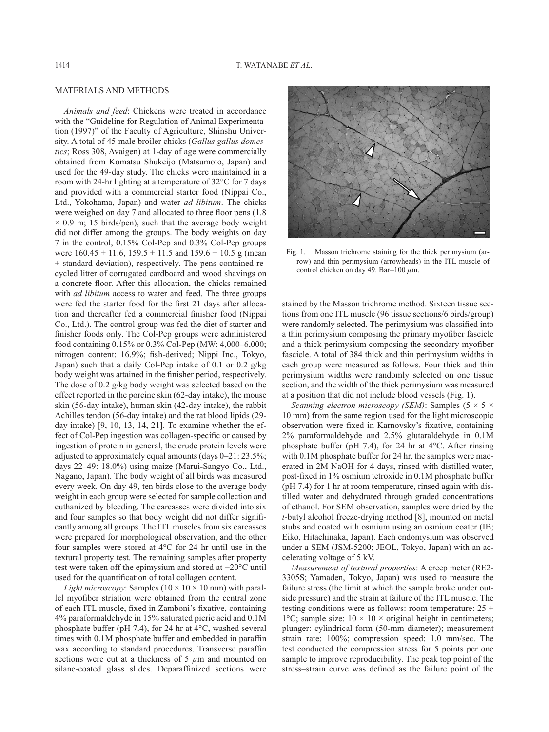## MATERIALS AND METHODS

*Animals and feed*: Chickens were treated in accordance with the "Guideline for Regulation of Animal Experimentation (1997)" of the Faculty of Agriculture, Shinshu University. A total of 45 male broiler chicks (*Gallus gallus domestics*; Ross 308, Avaigen) at 1-day of age were commercially obtained from Komatsu Shukeijo (Matsumoto, Japan) and used for the 49-day study. The chicks were maintained in a room with 24-hr lighting at a temperature of 32°C for 7 days and provided with a commercial starter food (Nippai Co., Ltd., Yokohama, Japan) and water *ad libitum*. The chicks were weighed on day 7 and allocated to three floor pens (1.8 × 0.9 m; 15 birds/pen), such that the average body weight did not differ among the groups. The body weights on day 7 in the control, 0.15% Col-Pep and 0.3% Col-Pep groups were 160.45 ± 11.6, 159.5 ± 11.5 and 159.6 ± 10.5 g (mean ± standard deviation), respectively. The pens contained recycled litter of corrugated cardboard and wood shavings on a concrete floor. After this allocation, the chicks remained with *ad libitum* access to water and feed. The three groups were fed the starter food for the first 21 days after allocation and thereafter fed a commercial finisher food (Nippai Co., Ltd.). The control group was fed the diet of starter and finisher foods only. The Col-Pep groups were administered food containing 0.15% or 0.3% Col-Pep (MW: 4,000–6,000; nitrogen content: 16.9%; fish-derived; Nippi Inc., Tokyo, Japan) such that a daily Col-Pep intake of 0.1 or 0.2 g/kg body weight was attained in the finisher period, respectively. The dose of 0.2 g/kg body weight was selected based on the effect reported in the porcine skin (62-day intake), the mouse skin (56-day intake), human skin (42-day intake), the rabbit Achilles tendon (56-day intake) and the rat blood lipids (29-day intake) [9, 10, 13, 14, 21]. To examine whether the effect of Col-Pep ingestion was collagen-specific or caused by ingestion of protein in general, the crude protein levels were adjusted to approximately equal amounts (days 0–21: 23.5%; days 22–49: 18.0%) using maize (Marui-Sangyo Co., Ltd., Nagano, Japan). The body weight of all birds was measured every week. On day 49, ten birds close to the average body weight in each group were selected for sample collection and euthanized by bleeding. The carcasses were divided into six and four samples so that body weight did not differ significantly among all groups. The ITL muscles from six carcasses were prepared for morphological observation, and the other four samples were stored at 4°C for 24 hr until use in the textural property test. The remaining samples after property test were taken off the epimysium and stored at −20°C until used for the quantification of total collagen content.

*Light microscopy*: Samples (10 × 10 × 10 mm) with parallel myofiber striation were obtained from the central zone of each ITL muscle, fixed in Zamboni's fixative, containing 4% paraformaldehyde in 15% saturated picric acid and 0.1M phosphate buffer (pH 7.4), for 24 hr at 4°C, washed several times with 0.1M phosphate buffer and embedded in paraffin wax according to standard procedures. Transverse paraffin sections were cut at a thickness of 5 $\mu$m and mounted on silane-coated glass slides. Deparaffinized sections were stained by the Masson trichrome method. Sixteen tissue sections from one ITL muscle (96 tissue sections/6 birds/group) were randomly selected. The perimysium was classified into a thin perimysium composing the primary myofiber fascicle and a thick perimysium composing the secondary myofiber fascicle. A total of 384 thick and thin perimysium widths in each group were measured as follows. Four thick and thin perimysium widths were randomly selected on one tissue section, and the width of the thick perimysium was measured at a position that did not include blood vessels (Fig. 1).

Fig. 1. Masson trichrome staining for the thick perimysium (arrow) and thin perimysium (arrowheads) in the ITL muscle of control chicken on day 49. Bar=100 $\mu$m.

*Scanning electron microscopy (SEM)*: Samples (5 × 5 × 10 mm) from the same region used for the light microscopic observation were fixed in Karnovsky's fixative, containing 2% paraformaldehyde and 2.5% glutaraldehyde in 0.1M phosphate buffer (pH 7.4), for 24 hr at 4°C. After rinsing with 0.1M phosphate buffer for 24 hr, the samples were macerated in 2M NaOH for 4 days, rinsed with distilled water, post-fixed in 1% osmium tetroxide in 0.1M phosphate buffer (pH 7.4) for 1 hr at room temperature, rinsed again with distilled water and dehydrated through graded concentrations of ethanol. For SEM observation, samples were dried by the *t*-butyl alcohol freeze-drying method [8], mounted on metal stubs and coated with osmium using an osmium coater (IB; Eiko, Hitachinaka, Japan). Each endomysium was observed under a SEM (JSM-5200; JEOL, Tokyo, Japan) with an accelerating voltage of 5 kV.

*Measurement of textural properties*: A creep meter (RE2-3305S; Yamaden, Tokyo, Japan) was used to measure the failure stress (the limit at which the sample broke under outside pressure) and the strain at failure of the ITL muscle. The testing conditions were as follows: room temperature: 25 ± 1°C; sample size: 10 × 10 × original height in centimeters; plunger: cylindrical form (50-mm diameter); measurement strain rate: 100%; compression speed: 1.0 mm/sec. The test conducted the compression stress for 5 points per one sample to improve reproducibility. The peak top point of the stress–strain curve was defined as the failure point of the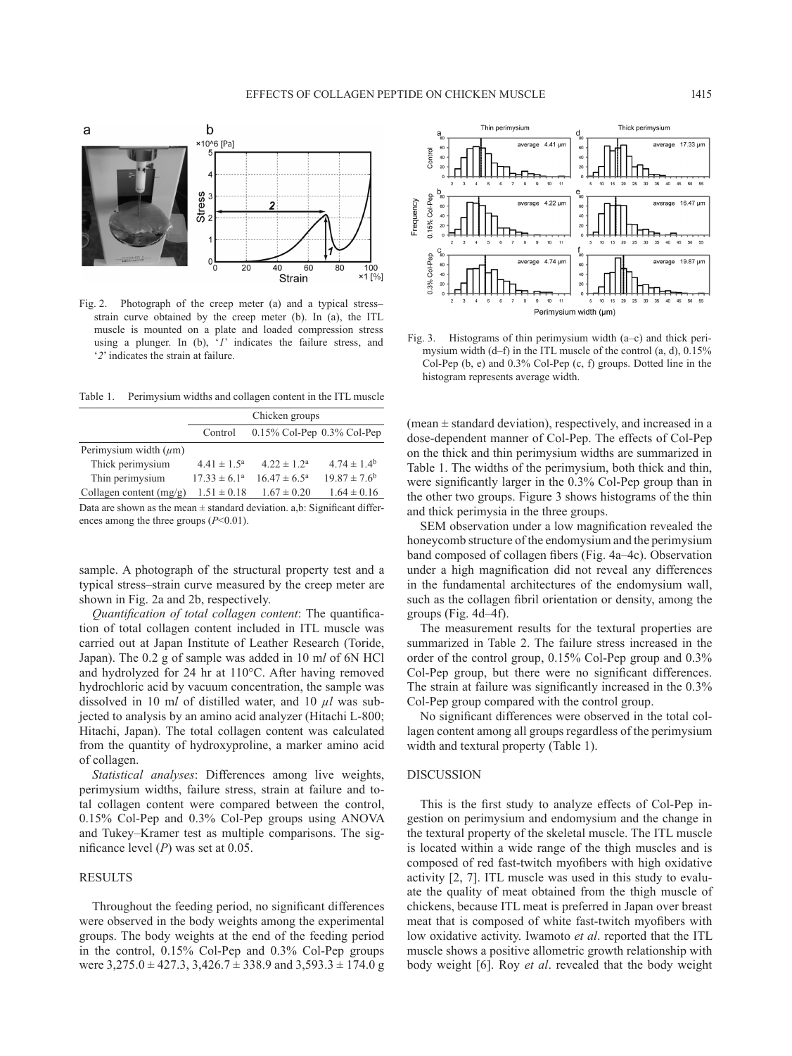a

b

×10^6 [Pa]

Stress

Strain

×1 [%]

Fig. 2. Photograph of the creep meter (a) and a typical stress–strain curve obtained by the creep meter (b). In (a), the ITL muscle is mounted on a plate and loaded compression stress using a plunger. In (b), '*1*' indicates the failure stress, and '*2*' indicates the strain at failure.

Thin perimysium

Thick perimysium

Control

0.15% Col-Pep

0.3% Col-Pep

Frequency

average 4.41 μm

average 17.33 μm

average 4.22 μm

average 16.47 μm

average 4.74 μm

average 19.87 μm

Perimysium width (μm)

Fig. 3. Histograms of thin perimysium width (a–c) and thick perimysium width (d–f) in the ITL muscle of the control (a, d), 0.15% Col-Pep (b, e) and 0.3% Col-Pep (c, f) groups. Dotted line in the histogram represents average width.

Table 1. Perimysium widths and collagen content in the ITL muscle

| | Chicken groups | | |
|---|---|---|---|
| | Control | 0.15% Col-Pep | 0.3% Col-Pep |
| Perimysium width ($\mu$m) | | | |
| Thick perimysium | $4.41 \pm 1.5^{a}$ | $4.22 \pm 1.2^{a}$ | $4.74 \pm 1.4^{b}$ |
| Thin perimysium | $17.33 \pm 6.1^{a}$ | $16.47 \pm 6.5^{a}$ | $19.87 \pm 7.6^{b}$ |
| Collagen content (mg/g) | $1.51 \pm 0.18$ | $1.67 \pm 0.20$ | $1.64 \pm 0.16$ |

Data are shown as the mean ± standard deviation. a,b: Significant differences among the three groups ($P$<0.01).

sample. A photograph of the structural property test and a typical stress–strain curve measured by the creep meter are shown in Fig. 2a and 2b, respectively.

*Quantification of total collagen content*: The quantification of total collagen content included in ITL muscle was carried out at Japan Institute of Leather Research (Toride, Japan). The 0.2 g of sample was added in 10 m*l* of 6N HCl and hydrolyzed for 24 hr at 110°C. After having removed hydrochloric acid by vacuum concentration, the sample was dissolved in 10 m*l* of distilled water, and 10 $\mu l$ was subjected to analysis by an amino acid analyzer (Hitachi L-800; Hitachi, Japan). The total collagen content was calculated from the quantity of hydroxyproline, a marker amino acid of collagen.

*Statistical analyses*: Differences among live weights, perimysium widths, failure stress, strain at failure and total collagen content were compared between the control, 0.15% Col-Pep and 0.3% Col-Pep groups using ANOVA and Tukey–Kramer test as multiple comparisons. The significance level ($P$) was set at 0.05.

## RESULTS

Throughout the feeding period, no significant differences were observed in the body weights among the experimental groups. The body weights at the end of the feeding period in the control, 0.15% Col-Pep and 0.3% Col-Pep groups were 3,275.0 ± 427.3, 3,426.7 ± 338.9 and 3,593.3 ± 174.0 g (mean ± standard deviation), respectively, and increased in a dose-dependent manner of Col-Pep. The effects of Col-Pep on the thick and thin perimysium widths are summarized in Table 1. The widths of the perimysium, both thick and thin, were significantly larger in the 0.3% Col-Pep group than in the other two groups. Figure 3 shows histograms of the thin and thick perimysia in the three groups.

SEM observation under a low magnification revealed the honeycomb structure of the endomysium and the perimysium band composed of collagen fibers (Fig. 4a–4c). Observation under a high magnification did not reveal any differences in the fundamental architectures of the endomysium wall, such as the collagen fibril orientation or density, among the groups (Fig. 4d–4f).

The measurement results for the textural properties are summarized in Table 2. The failure stress increased in the order of the control group, 0.15% Col-Pep group and 0.3% Col-Pep group, but there were no significant differences. The strain at failure was significantly increased in the 0.3% Col-Pep group compared with the control group.

No significant differences were observed in the total collagen content among all groups regardless of the perimysium width and textural property (Table 1).

## DISCUSSION

This is the first study to analyze effects of Col-Pep ingestion on perimysium and endomysium and the change in the textural property of the skeletal muscle. The ITL muscle is located within a wide range of the thigh muscles and is composed of red fast-twitch myofibers with high oxidative activity [2, 7]. ITL muscle was used in this study to evaluate the quality of meat obtained from the thigh muscle of chickens, because ITL meat is preferred in Japan over breast meat that is composed of white fast-twitch myofibers with low oxidative activity. Iwamoto *et al*. reported that the ITL muscle shows a positive allometric growth relationship with body weight [6]. Roy *et al*. revealed that the body weight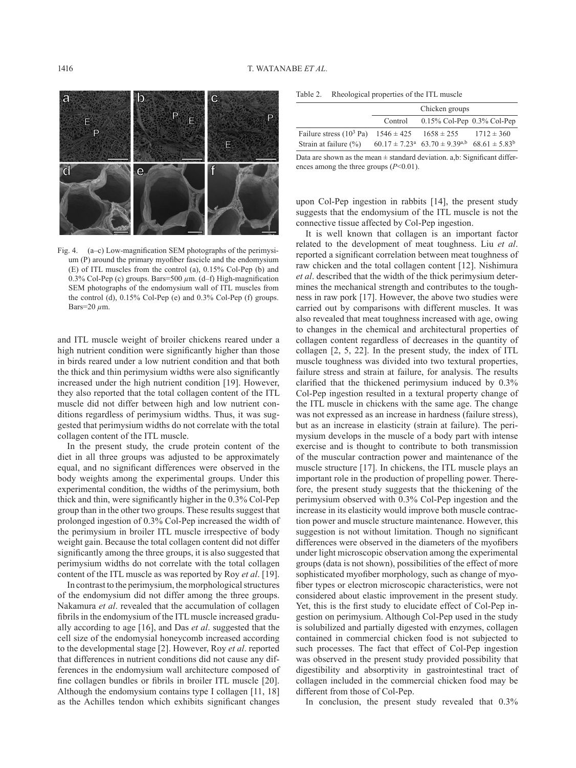Fig. 4. (a–c) Low-magnification SEM photographs of the perimysium (P) around the primary myofiber fascicle and the endomysium (E) of ITL muscles from the control (a), 0.15% Col-Pep (b) and 0.3% Col-Pep (c) groups. Bars=500 $\mu$m. (d–f) High-magnification SEM photographs of the endomysium wall of ITL muscles from the control (d), 0.15% Col-Pep (e) and 0.3% Col-Pep (f) groups. Bars=20 $\mu$m.

and ITL muscle weight of broiler chickens reared under a high nutrient condition were significantly higher than those in birds reared under a low nutrient condition and that both the thick and thin perimysium widths were also significantly increased under the high nutrient condition [19]. However, they also reported that the total collagen content of the ITL muscle did not differ between high and low nutrient conditions regardless of perimysium widths. Thus, it was suggested that perimysium widths do not correlate with the total collagen content of the ITL muscle.

In the present study, the crude protein content of the diet in all three groups was adjusted to be approximately equal, and no significant differences were observed in the body weights among the experimental groups. Under this experimental condition, the widths of the perimysium, both thick and thin, were significantly higher in the 0.3% Col-Pep group than in the other two groups. These results suggest that prolonged ingestion of 0.3% Col-Pep increased the width of the perimysium in broiler ITL muscle irrespective of body weight gain. Because the total collagen content did not differ significantly among the three groups, it is also suggested that perimysium widths do not correlate with the total collagen content of the ITL muscle as was reported by Roy *et al*. [19].

In contrast to the perimysium, the morphological structures of the endomysium did not differ among the three groups. Nakamura *et al*. revealed that the accumulation of collagen fibrils in the endomysium of the ITL muscle increased gradually according to age [16], and Das *et al*. suggested that the cell size of the endomysial honeycomb increased according to the developmental stage [2]. However, Roy *et al*. reported that differences in nutrient conditions did not cause any differences in the endomysium wall architecture composed of fine collagen bundles or fibrils in broiler ITL muscle [20]. Although the endomysium contains type I collagen [11, 18] as the Achilles tendon which exhibits significant changes upon Col-Pep ingestion in rabbits [14], the present study suggests that the endomysium of the ITL muscle is not the connective tissue affected by Col-Pep ingestion.

Table 2. Rheological properties of the ITL muscle

| | Chicken groups | | |
|---|---|---|---|
| | Control | 0.15% Col-Pep | 0.3% Col-Pep |
| Failure stress ($10^3$ Pa) | 1546 ± 425 | 1658 ± 255 | 1712 ± 360 |
| Strain at failure (%) | 60.17 ± 7.23[a] | 63.70 ± 9.39[a,b] | 68.61 ± 5.83[b] |

Data are shown as the mean ± standard deviation. a,b: Significant differences among the three groups ($P$<0.01).

It is well known that collagen is an important factor related to the development of meat toughness. Liu *et al*. reported a significant correlation between meat toughness of raw chicken and the total collagen content [12]. Nishimura *et al*. described that the width of the thick perimysium determines the mechanical strength and contributes to the toughness in raw pork [17]. However, the above two studies were carried out by comparisons with different muscles. It was also revealed that meat toughness increased with age, owing to changes in the chemical and architectural properties of collagen content regardless of decreases in the quantity of collagen [2, 5, 22]. In the present study, the index of ITL muscle toughness was divided into two textural properties, failure stress and strain at failure, for analysis. The results clarified that the thickened perimysium induced by 0.3% Col-Pep ingestion resulted in a textural property change of the ITL muscle in chickens with the same age. The change was not expressed as an increase in hardness (failure stress), but as an increase in elasticity (strain at failure). The perimysium develops in the muscle of a body part with intense exercise and is thought to contribute to both transmission of the muscular contraction power and maintenance of the muscle structure [17]. In chickens, the ITL muscle plays an important role in the production of propelling power. Therefore, the present study suggests that the thickening of the perimysium observed with 0.3% Col-Pep ingestion and the increase in its elasticity would improve both muscle contraction power and muscle structure maintenance. However, this suggestion is not without limitation. Though no significant differences were observed in the diameters of the myofibers under light microscopic observation among the experimental groups (data is not shown), possibilities of the effect of more sophisticated myofiber morphology, such as change of myofiber types or electron microscopic characteristics, were not considered about elastic improvement in the present study. Yet, this is the first study to elucidate effect of Col-Pep ingestion on perimysium. Although Col-Pep used in the study is solubilized and partially digested with enzymes, collagen contained in commercial chicken food is not subjected to such processes. The fact that effect of Col-Pep ingestion was observed in the present study provided possibility that digestibility and absorptivity in gastrointestinal tract of collagen included in the commercial chicken food may be different from those of Col-Pep.

In conclusion, the present study revealed that 0.3%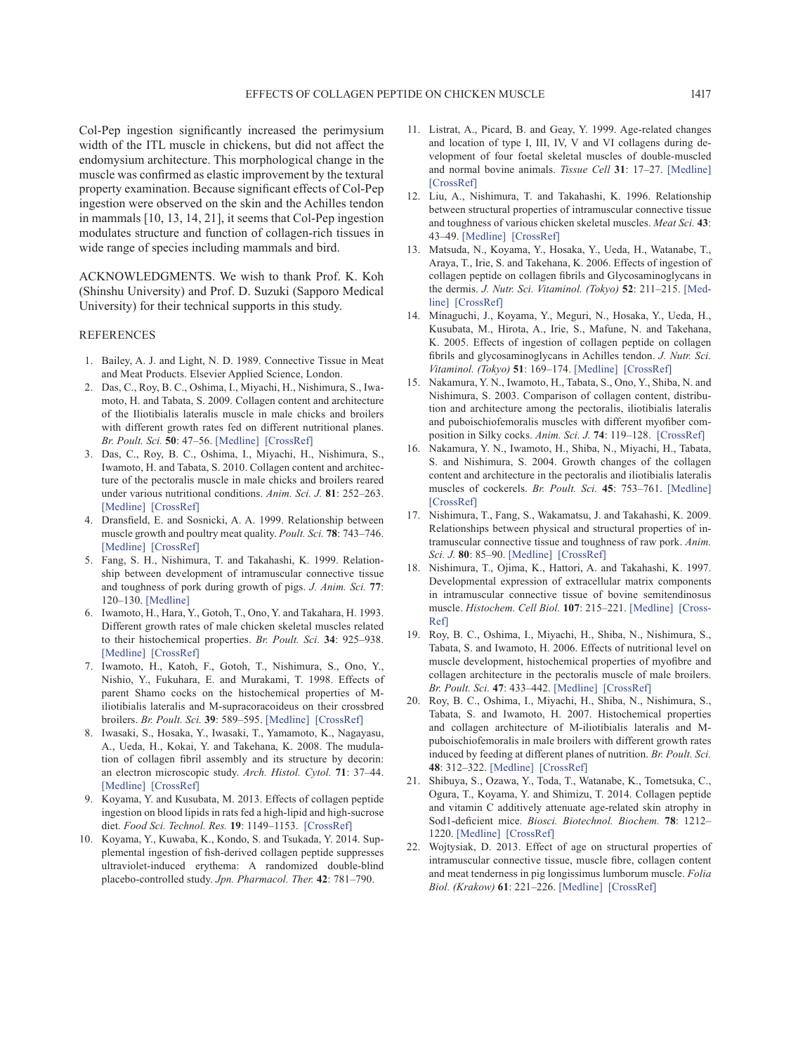Col-Pep ingestion significantly increased the perimysium width of the ITL muscle in chickens, but did not affect the endomysium architecture. This morphological change in the muscle was confirmed as elastic improvement by the textural property examination. Because significant effects of Col-Pep ingestion were observed on the skin and the Achilles tendon in mammals [10, 13, 14, 21], it seems that Col-Pep ingestion modulates structure and function of collagen-rich tissues in wide range of species including mammals and bird.

ACKNOWLEDGMENTS. We wish to thank Prof. K. Koh (Shinshu University) and Prof. D. Suzuki (Sapporo Medical University) for their technical supports in this study.

## REFERENCES

1. Bailey, A. J. and Light, N. D. 1989. Connective Tissue in Meat and Meat Products. Elsevier Applied Science, London.
2. Das, C., Roy, B. C., Oshima, I., Miyachi, H., Nishimura, S., Iwamoto, H. and Tabata, S. 2009. Collagen content and architecture of the Iliotibialis lateralis muscle in male chicks and broilers with different growth rates fed on different nutritional planes. *Br. Poult. Sci.* **50**: 47–56. [Medline] [CrossRef]
3. Das, C., Roy, B. C., Oshima, I., Miyachi, H., Nishimura, S., Iwamoto, H. and Tabata, S. 2010. Collagen content and architecture of the pectoralis muscle in male chicks and broilers reared under various nutritional conditions. *Anim. Sci. J.* **81**: 252–263. [Medline] [CrossRef]
4. Dransfield, E. and Sosnicki, A. A. 1999. Relationship between muscle growth and poultry meat quality. *Poult. Sci.* **78**: 743–746. [Medline] [CrossRef]
5. Fang, S. H., Nishimura, T. and Takahashi, K. 1999. Relationship between development of intramuscular connective tissue and toughness of pork during growth of pigs. *J. Anim. Sci.* **77**: 120–130. [Medline]
6. Iwamoto, H., Hara, Y., Gotoh, T., Ono, Y. and Takahara, H. 1993. Different growth rates of male chicken skeletal muscles related to their histochemical properties. *Br. Poult. Sci.* **34**: 925–938. [Medline] [CrossRef]
7. Iwamoto, H., Katoh, F., Gotoh, T., Nishimura, S., Ono, Y., Nishio, Y., Fukuhara, E. and Murakami, T. 1998. Effects of parent Shamo cocks on the histochemical properties of M-iliotibialis lateralis and M-supracoracoideus on their crossbred broilers. *Br. Poult. Sci.* **39**: 589–595. [Medline] [CrossRef]
8. Iwasaki, S., Hosaka, Y., Iwasaki, T., Yamamoto, K., Nagayasu, A., Ueda, H., Kokai, Y. and Takehana, K. 2008. The mudulation of collagen fibril assembly and its structure by decorin: an electron microscopic study. *Arch. Histol. Cytol.* **71**: 37–44. [Medline] [CrossRef]
9. Koyama, Y. and Kusubata, M. 2013. Effects of collagen peptide ingestion on blood lipids in rats fed a high-lipid and high-sucrose diet. *Food Sci. Technol. Res.* **19**: 1149–1153. [CrossRef]
10. Koyama, Y., Kuwaba, K., Kondo, S. and Tsukada, Y. 2014. Supplemental ingestion of fish-derived collagen peptide suppresses ultraviolet-induced erythema: A randomized double-blind placebo-controlled study. *Jpn. Pharmacol. Ther.* **42**: 781–790.
11. Listrat, A., Picard, B. and Geay, Y. 1999. Age-related changes and location of type I, III, IV, V and VI collagens during development of four foetal skeletal muscles of double-muscled and normal bovine animals. *Tissue Cell* **31**: 17–27. [Medline] [CrossRef]
12. Liu, A., Nishimura, T. and Takahashi, K. 1996. Relationship between structural properties of intramuscular connective tissue and toughness of various chicken skeletal muscles. *Meat Sci.* **43**: 43–49. [Medline] [CrossRef]
13. Matsuda, N., Koyama, Y., Hosaka, Y., Ueda, H., Watanabe, T., Araya, T., Irie, S. and Takehana, K. 2006. Effects of ingestion of collagen peptide on collagen fibrils and Glycosaminoglycans in the dermis. *J. Nutr. Sci. Vitaminol. (Tokyo)* **52**: 211–215. [Medline] [CrossRef]
14. Minaguchi, J., Koyama, Y., Meguri, N., Hosaka, Y., Ueda, H., Kusubata, M., Hirota, A., Irie, S., Mafune, N. and Takehana, K. 2005. Effects of ingestion of collagen peptide on collagen fibrils and glycosaminoglycans in Achilles tendon. *J. Nutr. Sci. Vitaminol. (Tokyo)* **51**: 169–174. [Medline] [CrossRef]
15. Nakamura, Y. N., Iwamoto, H., Tabata, S., Ono, Y., Shiba, N. and Nishimura, S. 2003. Comparison of collagen content, distribution and architecture among the pectoralis, iliotibialis lateralis and puboischiofemoralis muscles with different myofiber composition in Silky cocks. *Anim. Sci. J.* **74**: 119–128. [CrossRef]
16. Nakamura, Y. N., Iwamoto, H., Shiba, N., Miyachi, H., Tabata, S. and Nishimura, S. 2004. Growth changes of the collagen content and architecture in the pectoralis and iliotibialis lateralis muscles of cockerels. *Br. Poult. Sci.* **45**: 753–761. [Medline] [CrossRef]
17. Nishimura, T., Fang, S., Wakamatsu, J. and Takahashi, K. 2009. Relationships between physical and structural properties of intramuscular connective tissue and toughness of raw pork. *Anim. Sci. J.* **80**: 85–90. [Medline] [CrossRef]
18. Nishimura, T., Ojima, K., Hattori, A. and Takahashi, K. 1997. Developmental expression of extracellular matrix components in intramuscular connective tissue of bovine semitendinosus muscle. *Histochem. Cell Biol.* **107**: 215–221. [Medline] [CrossRef]
19. Roy, B. C., Oshima, I., Miyachi, H., Shiba, N., Nishimura, S., Tabata, S. and Iwamoto, H. 2006. Effects of nutritional level on muscle development, histochemical properties of myofibre and collagen architecture in the pectoralis muscle of male broilers. *Br. Poult. Sci.* **47**: 433–442. [Medline] [CrossRef]
20. Roy, B. C., Oshima, I., Miyachi, H., Shiba, N., Nishimura, S., Tabata, S. and Iwamoto, H. 2007. Histochemical properties and collagen architecture of M-iliotibialis lateralis and M-puboischiofemoralis in male broilers with different growth rates induced by feeding at different planes of nutrition. *Br. Poult. Sci.* **48**: 312–322. [Medline] [CrossRef]
21. Shibuya, S., Ozawa, Y., Toda, T., Watanabe, K., Tometsuka, C., Ogura, T., Koyama, Y. and Shimizu, T. 2014. Collagen peptide and vitamin C additively attenuate age-related skin atrophy in Sod1-deficient mice. *Biosci. Biotechnol. Biochem.* **78**: 1212–1220. [Medline] [CrossRef]
22. Wojtysiak, D. 2013. Effect of age on structural properties of intramuscular connective tissue, muscle fibre, collagen content and meat tenderness in pig longissimus lumborum muscle. *Folia Biol. (Krakow)* **61**: 221–226. [Medline] [CrossRef]